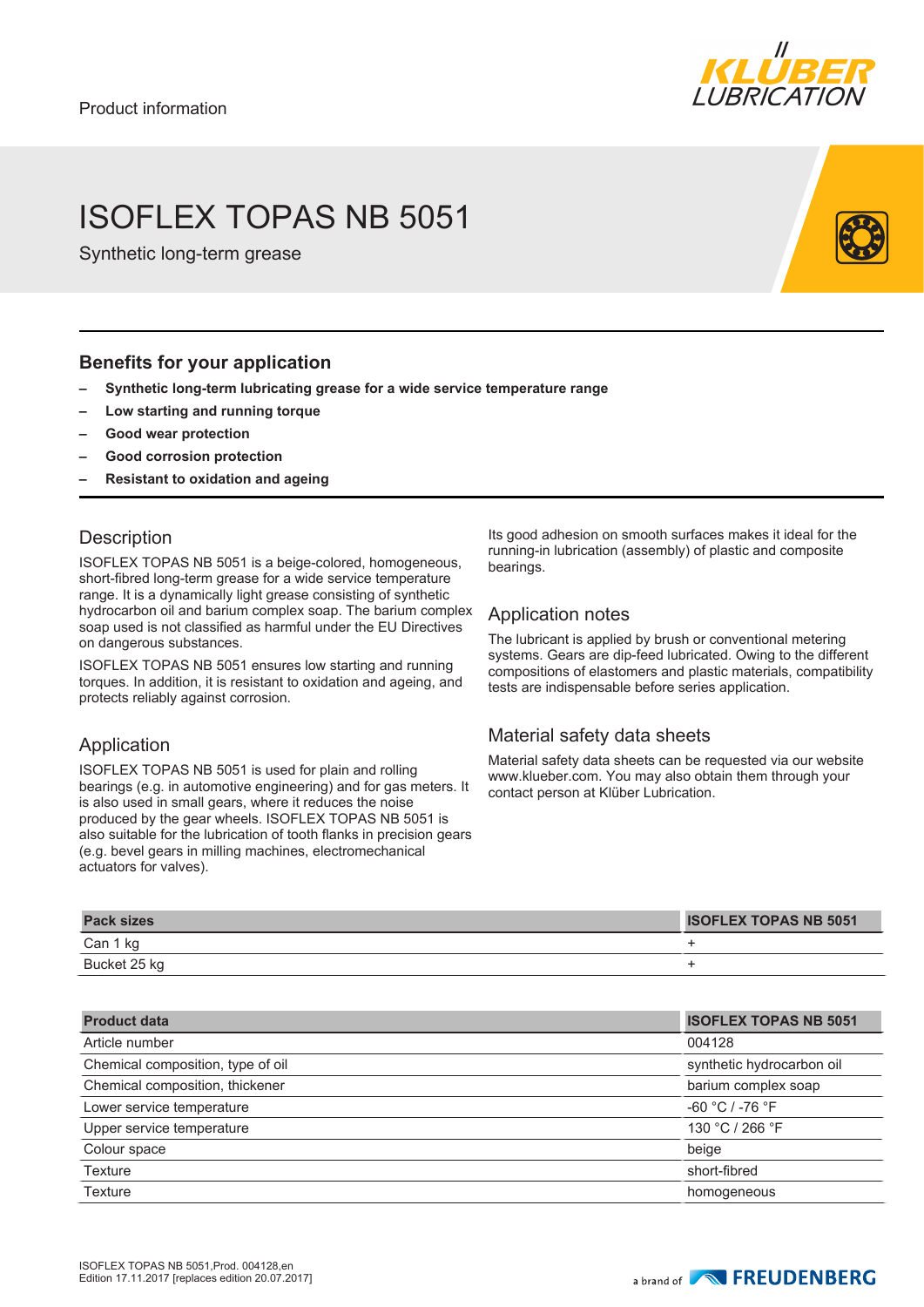Product information

# ISOFLEX TOPAS NB 5051

Synthetic long-term grease

## Benefits for your application

- **Synthetic long-term lubricating grease for a wide service temperature range**
- **Low starting and running torque**
- **Good wear protection**
- **Good corrosion protection**
- **Resistant to oxidation and ageing**

## Description

ISOFLEX TOPAS NB 5051 is a beige-colored, homogeneous, short-fibred long-term grease for a wide service temperature range. It is a dynamically light grease consisting of synthetic hydrocarbon oil and barium complex soap. The barium complex soap used is not classified as harmful under the EU Directives on dangerous substances.

ISOFLEX TOPAS NB 5051 ensures low starting and running torques. In addition, it is resistant to oxidation and ageing, and protects reliably against corrosion.

## Application

ISOFLEX TOPAS NB 5051 is used for plain and rolling bearings (e.g. in automotive engineering) and for gas meters. It is also used in small gears, where it reduces the noise produced by the gear wheels. ISOFLEX TOPAS NB 5051 is also suitable for the lubrication of tooth flanks in precision gears (e.g. bevel gears in milling machines, electromechanical actuators for valves).

Its good adhesion on smooth surfaces makes it ideal for the running-in lubrication (assembly) of plastic and composite bearings.

## Application notes

The lubricant is applied by brush or conventional metering systems. Gears are dip-feed lubricated. Owing to the different compositions of elastomers and plastic materials, compatibility tests are indispensable before series application.

## Material safety data sheets

Material safety data sheets can be requested via our website www.klueber.com. You may also obtain them through your contact person at Klüber Lubrication.

| Pack sizes | ISOFLEX TOPAS NB 5051 |
|---|---|
| Can 1 kg | + |
| Bucket 25 kg | + |

| Product data | ISOFLEX TOPAS NB 5051 |
|---|---|
| Article number | 004128 |
| Chemical composition, type of oil | synthetic hydrocarbon oil |
| Chemical composition, thickener | barium complex soap |
| Lower service temperature | -60 °C / -76 °F |
| Upper service temperature | 130 °C / 266 °F |
| Colour space | beige |
| Texture | short-fibred |
| Texture | homogeneous |

ISOFLEX TOPAS NB 5051,Prod. 004128,en
Edition 17.11.2017 [replaces edition 20.07.2017]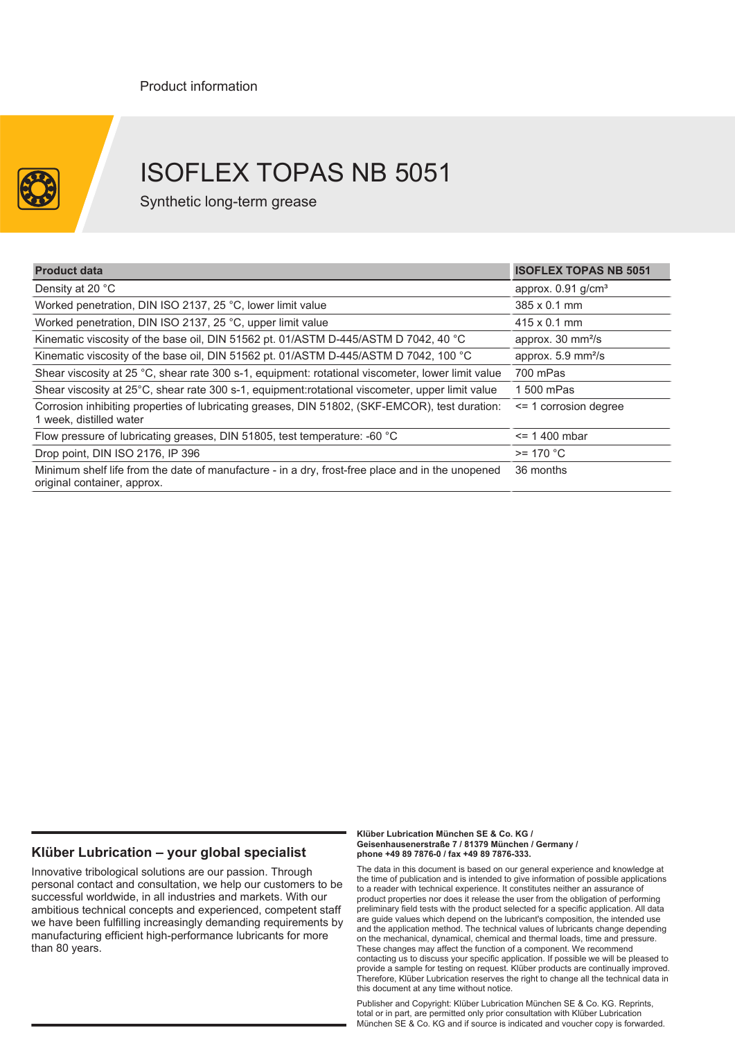Product information

# ISOFLEX TOPAS NB 5051

Synthetic long-term grease

| Product data | ISOFLEX TOPAS NB 5051 |
|---|---|
| Density at 20 °C | approx. 0.91 g/cm³ |
| Worked penetration, DIN ISO 2137, 25 °C, lower limit value | 385 x 0.1 mm |
| Worked penetration, DIN ISO 2137, 25 °C, upper limit value | 415 x 0.1 mm |
| Kinematic viscosity of the base oil, DIN 51562 pt. 01/ASTM D-445/ASTM D 7042, 40 °C | approx. 30 mm²/s |
| Kinematic viscosity of the base oil, DIN 51562 pt. 01/ASTM D-445/ASTM D 7042, 100 °C | approx. 5.9 mm²/s |
| Shear viscosity at 25 °C, shear rate 300 s-1, equipment: rotational viscometer, lower limit value | 700 mPas |
| Shear viscosity at 25°C, shear rate 300 s-1, equipment:rotational viscometer, upper limit value | 1 500 mPas |
| Corrosion inhibiting properties of lubricating greases, DIN 51802, (SKF-EMCOR), test duration: 1 week, distilled water | <= 1 corrosion degree |
| Flow pressure of lubricating greases, DIN 51805, test temperature: -60 °C | <= 1 400 mbar |
| Drop point, DIN ISO 2176, IP 396 | >= 170 °C |
| Minimum shelf life from the date of manufacture - in a dry, frost-free place and in the unopened original container, approx. | 36 months |

## Klüber Lubrication – your global specialist

Innovative tribological solutions are our passion. Through personal contact and consultation, we help our customers to be successful worldwide, in all industries and markets. With our ambitious technical concepts and experienced, competent staff we have been fulfilling increasingly demanding requirements by manufacturing efficient high-performance lubricants for more than 80 years.

**Klüber Lubrication München SE & Co. KG / Geisenhausenerstraße 7 / 81379 München / Germany / phone +49 89 7876-0 / fax +49 89 7876-333.**

The data in this document is based on our general experience and knowledge at the time of publication and is intended to give information of possible applications to a reader with technical experience. It constitutes neither an assurance of product properties nor does it release the user from the obligation of performing preliminary field tests with the product selected for a specific application. All data are guide values which depend on the lubricant's composition, the intended use and the application method. The technical values of lubricants change depending on the mechanical, dynamical, chemical and thermal loads, time and pressure. These changes may affect the function of a component. We recommend contacting us to discuss your specific application. If possible we will be pleased to provide a sample for testing on request. Klüber products are continually improved. Therefore, Klüber Lubrication reserves the right to change all the technical data in this document at any time without notice.

Publisher and Copyright: Klüber Lubrication München SE & Co. KG. Reprints, total or in part, are permitted only prior consultation with Klüber Lubrication München SE & Co. KG and if source is indicated and voucher copy is forwarded.